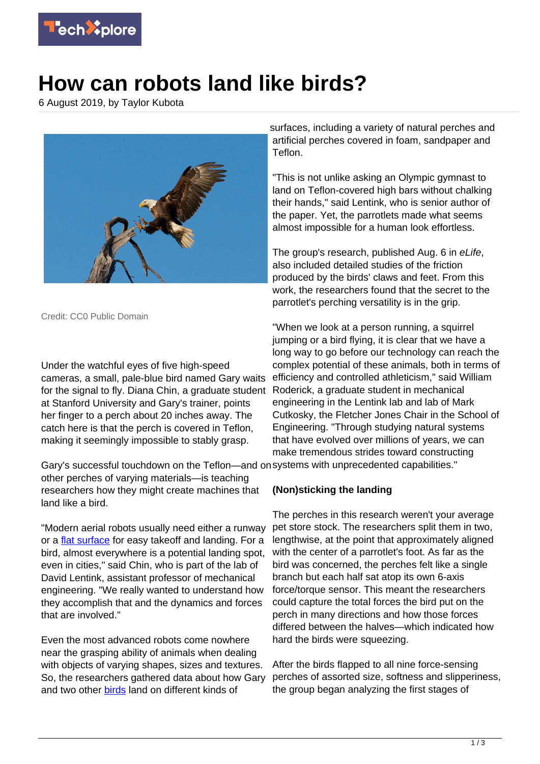# How can robots land like birds?

6 August 2019, by Taylor Kubota

Credit: CC0 Public Domain

Under the watchful eyes of five high-speed cameras, a small, pale-blue bird named Gary waits for the signal to fly. Diana Chin, a graduate student at Stanford University and Gary's trainer, points her finger to a perch about 20 inches away. The catch here is that the perch is covered in Teflon, making it seemingly impossible to stably grasp.

Gary's successful touchdown on the Teflon—and on other perches of varying materials—is teaching researchers how they might create machines that land like a bird.

"Modern aerial robots usually need either a runway or a flat surface for easy takeoff and landing. For a bird, almost everywhere is a potential landing spot, even in cities," said Chin, who is part of the lab of David Lentink, assistant professor of mechanical engineering. "We really wanted to understand how they accomplish that and the dynamics and forces that are involved."

Even the most advanced robots come nowhere near the grasping ability of animals when dealing with objects of varying shapes, sizes and textures. So, the researchers gathered data about how Gary and two other birds land on different kinds of surfaces, including a variety of natural perches and artificial perches covered in foam, sandpaper and Teflon.

"This is not unlike asking an Olympic gymnast to land on Teflon-covered high bars without chalking their hands," said Lentink, who is senior author of the paper. Yet, the parrotlets made what seems almost impossible for a human look effortless.

The group's research, published Aug. 6 in *eLife*, also included detailed studies of the friction produced by the birds' claws and feet. From this work, the researchers found that the secret to the parrotlet's perching versatility is in the grip.

"When we look at a person running, a squirrel jumping or a bird flying, it is clear that we have a long way to go before our technology can reach the complex potential of these animals, both in terms of efficiency and controlled athleticism," said William Roderick, a graduate student in mechanical engineering in the Lentink lab and lab of Mark Cutkosky, the Fletcher Jones Chair in the School of Engineering. "Through studying natural systems that have evolved over millions of years, we can make tremendous strides toward constructing systems with unprecedented capabilities."

**(Non)sticking the landing**

The perches in this research weren't your average pet store stock. The researchers split them in two, lengthwise, at the point that approximately aligned with the center of a parrotlet's foot. As far as the bird was concerned, the perches felt like a single branch but each half sat atop its own 6-axis force/torque sensor. This meant the researchers could capture the total forces the bird put on the perch in many directions and how those forces differed between the halves—which indicated how hard the birds were squeezing.

After the birds flapped to all nine force-sensing perches of assorted size, softness and slipperiness, the group began analyzing the first stages of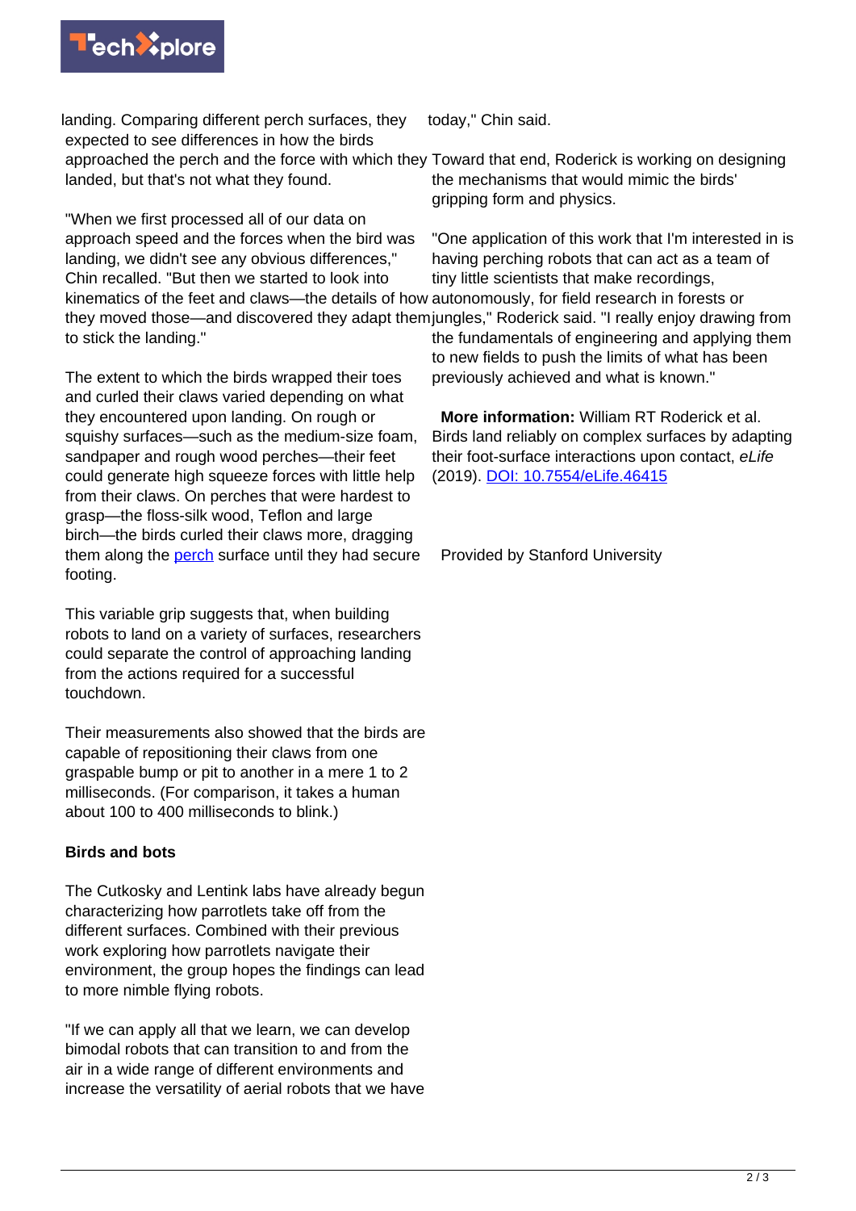landing. Comparing different perch surfaces, they expected to see differences in how the birds approached the perch and the force with which they landed, but that's not what they found.

"When we first processed all of our data on approach speed and the forces when the bird was landing, we didn't see any obvious differences," Chin recalled. "But then we started to look into kinematics of the feet and claws—the details of how they moved those—and discovered they adapt them to stick the landing."

The extent to which the birds wrapped their toes and curled their claws varied depending on what they encountered upon landing. On rough or squishy surfaces—such as the medium-size foam, sandpaper and rough wood perches—their feet could generate high squeeze forces with little help from their claws. On perches that were hardest to grasp—the floss-silk wood, Teflon and large birch—the birds curled their claws more, dragging them along the perch surface until they had secure footing.

This variable grip suggests that, when building robots to land on a variety of surfaces, researchers could separate the control of approaching landing from the actions required for a successful touchdown.

Their measurements also showed that the birds are capable of repositioning their claws from one graspable bump or pit to another in a mere 1 to 2 milliseconds. (For comparison, it takes a human about 100 to 400 milliseconds to blink.)

**Birds and bots**

The Cutkosky and Lentink labs have already begun characterizing how parrotlets take off from the different surfaces. Combined with their previous work exploring how parrotlets navigate their environment, the group hopes the findings can lead to more nimble flying robots.

"If we can apply all that we learn, we can develop bimodal robots that can transition to and from the air in a wide range of different environments and increase the versatility of aerial robots that we have today," Chin said.

Toward that end, Roderick is working on designing the mechanisms that would mimic the birds' gripping form and physics.

"One application of this work that I'm interested in is having perching robots that can act as a team of tiny little scientists that make recordings, autonomously, for field research in forests or jungles," Roderick said. "I really enjoy drawing from the fundamentals of engineering and applying them to new fields to push the limits of what has been previously achieved and what is known."

**More information:** William RT Roderick et al. Birds land reliably on complex surfaces by adapting their foot-surface interactions upon contact, *eLife* (2019). DOI: 10.7554/eLife.46415

Provided by Stanford University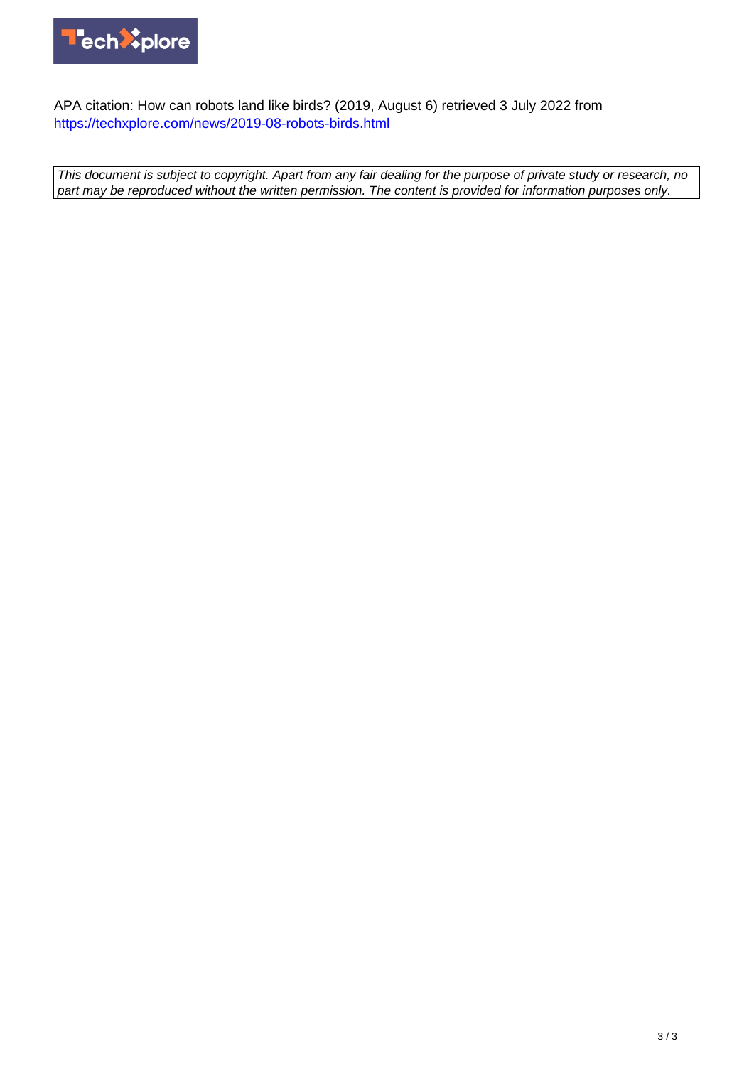APA citation: How can robots land like birds? (2019, August 6) retrieved 3 July 2022 from https://techxplore.com/news/2019-08-robots-birds.html

*This document is subject to copyright. Apart from any fair dealing for the purpose of private study or research, no part may be reproduced without the written permission. The content is provided for information purposes only.*